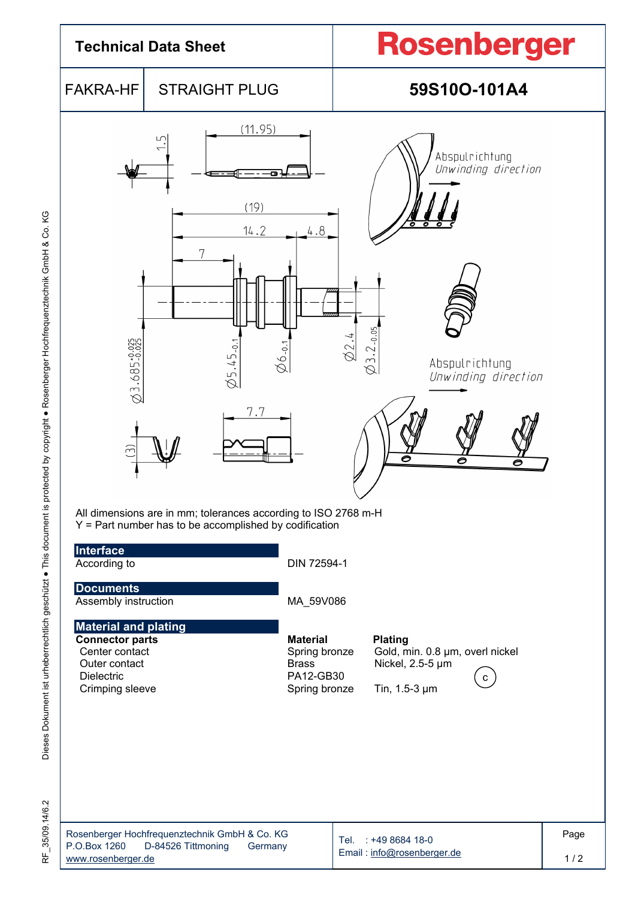# Technical Data Sheet

**Rosenberger**

| FAKRA-HF | STRAIGHT PLUG | 59S10O-101A4 |
|---|---|---|

All dimensions are in mm; tolerances according to ISO 2768 m-H
Y = Part number has to be accomplished by codification

## Interface

| | |
|---|---|
| According to | DIN 72594-1 |

## Documents

| | |
|---|---|
| Assembly instruction | MA_59V086 |

## Material and plating

| Connector parts | Material | Plating |
|---|---|---|
| Center contact | Spring bronze | Gold, min. 0.8 µm, overl nickel |
| Outer contact | Brass | Nickel, 2.5-5 µm |
| Dielectric | PA12-GB30 | |
| Crimping sleeve | Spring bronze | Tin, 1.5-3 µm |

Rosenberger Hochfrequenztechnik GmbH & Co. KG
P.O.Box 1260 D-84526 Tittmoning Germany
www.rosenberger.de

Tel. : +49 8684 18-0
Email : info@rosenberger.de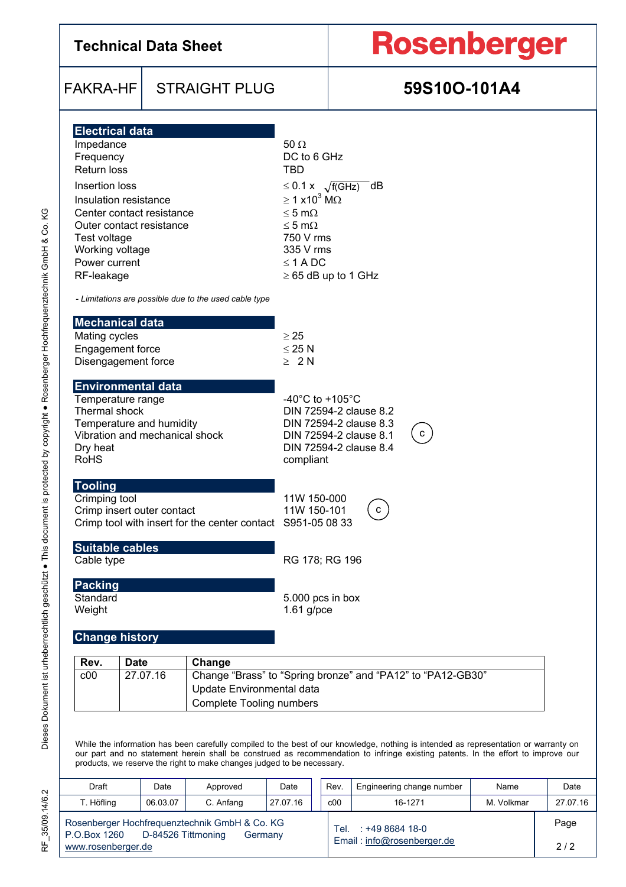# Technical Data Sheet

**Rosenberger**

FAKRA-HF | STRAIGHT PLUG | **59S10O-101A4**

## Electrical data

| | |
|---|---|
| Impedance | 50 Ω |
| Frequency | DC to 6 GHz |
| Return loss | TBD |
| Insertion loss | $\leq 0.1 \times \sqrt{f(GHz)}$ dB |
| Insulation resistance | $\geq 1 \times 10^3$ MΩ |
| Center contact resistance | ≤ 5 mΩ |
| Outer contact resistance | ≤ 5 mΩ |
| Test voltage | 750 V rms |
| Working voltage | 335 V rms |
| Power current | ≤ 1 A DC |
| RF-leakage | ≥ 65 dB up to 1 GHz |

*- Limitations are possible due to the used cable type*

## Mechanical data

| | |
|---|---|
| Mating cycles | ≥ 25 |
| Engagement force | ≤ 25 N |
| Disengagement force | ≥ 2 N |

## Environmental data

| | |
|---|---|
| Temperature range | -40°C to +105°C |
| Thermal shock | DIN 72594-2 clause 8.2 |
| Temperature and humidity | DIN 72594-2 clause 8.3 |
| Vibration and mechanical shock | DIN 72594-2 clause 8.1 |
| Dry heat | DIN 72594-2 clause 8.4 |
| RoHS | compliant |

(c)

## Tooling

| | |
|---|---|
| Crimping tool | 11W 150-000 |
| Crimp insert outer contact | 11W 150-101 |
| Crimp tool with insert for the center contact | S951-05 08 33 |

(c)

## Suitable cables

| | |
|---|---|
| Cable type | RG 178; RG 196 |

## Packing

| | |
|---|---|
| Standard | 5.000 pcs in box |
| Weight | 1.61 g/pce |

## Change history

| Rev. | Date | Change |
|---|---|---|
| c00 | 27.07.16 | Change “Brass” to “Spring bronze” and “PA12” to “PA12-GB30”<br>Update Environmental data<br>Complete Tooling numbers |

While the information has been carefully compiled to the best of our knowledge, nothing is intended as representation or warranty on our part and no statement herein shall be construed as recommendation to infringe existing patents. In the effort to improve our products, we reserve the right to make changes judged to be necessary.

| Draft | Date | Approved | Date | Rev. | Engineering change number | Name | Date |
|---|---|---|---|---|---|---|---|
| T. Höfling | 06.03.07 | C. Anfang | 27.07.16 | c00 | 16-1271 | M. Volkmar | 27.07.16 |

Rosenberger Hochfrequenztechnik GmbH & Co. KG
P.O.Box 1260 D-84526 Tittmoning Germany
www.rosenberger.de

Tel. : +49 8684 18-0
Email : info@rosenberger.de

Dieses Dokument ist urheberrechtlich geschützt ● This document is protected by copyright ● Rosenberger Hochfrequenztechnik GmbH & Co. KG

RF_35/09.14/6.2